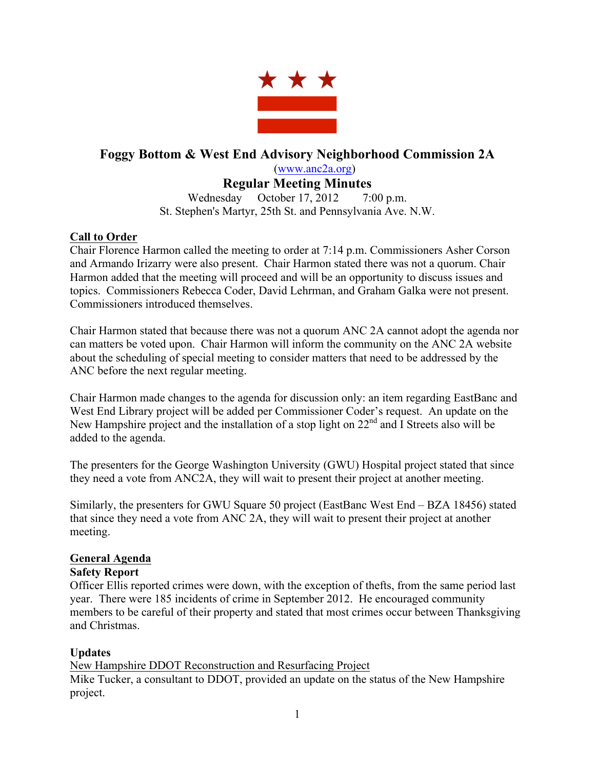# Foggy Bottom & West End Advisory Neighborhood Commission 2A

(www.anc2a.org)

## Regular Meeting Minutes

Wednesday  October 17, 2012  7:00 p.m.
St. Stephen's Martyr, 25th St. and Pennsylvania Ave. N.W.

**Call to Order**

Chair Florence Harmon called the meeting to order at 7:14 p.m. Commissioners Asher Corson and Armando Irizarry were also present. Chair Harmon stated there was not a quorum. Chair Harmon added that the meeting will proceed and will be an opportunity to discuss issues and topics. Commissioners Rebecca Coder, David Lehrman, and Graham Galka were not present. Commissioners introduced themselves.

Chair Harmon stated that because there was not a quorum ANC 2A cannot adopt the agenda nor can matters be voted upon. Chair Harmon will inform the community on the ANC 2A website about the scheduling of special meeting to consider matters that need to be addressed by the ANC before the next regular meeting.

Chair Harmon made changes to the agenda for discussion only: an item regarding EastBanc and West End Library project will be added per Commissioner Coder's request. An update on the New Hampshire project and the installation of a stop light on 22nd and I Streets also will be added to the agenda.

The presenters for the George Washington University (GWU) Hospital project stated that since they need a vote from ANC2A, they will wait to present their project at another meeting.

Similarly, the presenters for GWU Square 50 project (EastBanc West End – BZA 18456) stated that since they need a vote from ANC 2A, they will wait to present their project at another meeting.

**General Agenda**

**Safety Report**

Officer Ellis reported crimes were down, with the exception of thefts, from the same period last year. There were 185 incidents of crime in September 2012. He encouraged community members to be careful of their property and stated that most crimes occur between Thanksgiving and Christmas.

**Updates**

New Hampshire DDOT Reconstruction and Resurfacing Project

Mike Tucker, a consultant to DDOT, provided an update on the status of the New Hampshire project.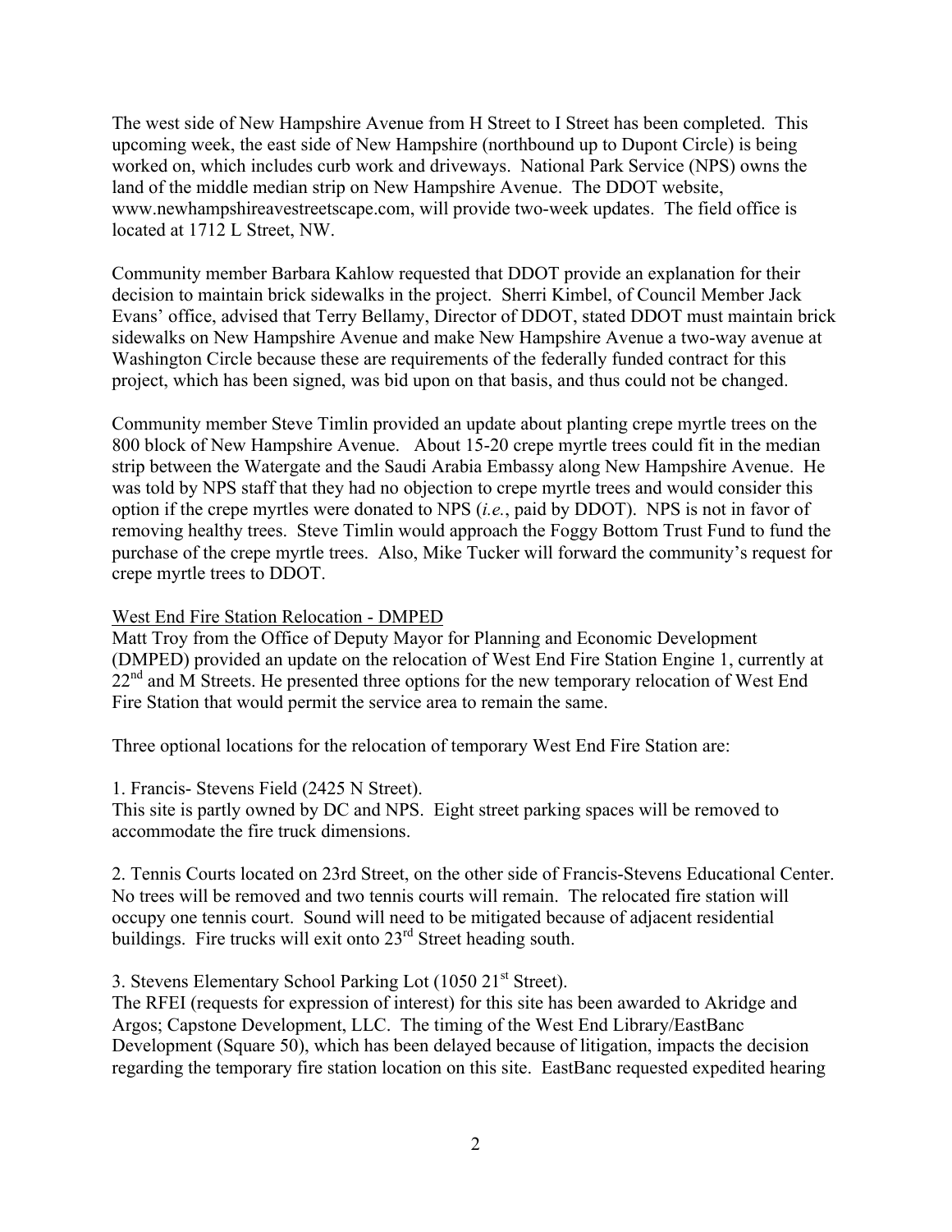The west side of New Hampshire Avenue from H Street to I Street has been completed. This upcoming week, the east side of New Hampshire (northbound up to Dupont Circle) is being worked on, which includes curb work and driveways. National Park Service (NPS) owns the land of the middle median strip on New Hampshire Avenue. The DDOT website, www.newhampshireavestreetscape.com, will provide two-week updates. The field office is located at 1712 L Street, NW.

Community member Barbara Kahlow requested that DDOT provide an explanation for their decision to maintain brick sidewalks in the project. Sherri Kimbel, of Council Member Jack Evans' office, advised that Terry Bellamy, Director of DDOT, stated DDOT must maintain brick sidewalks on New Hampshire Avenue and make New Hampshire Avenue a two-way avenue at Washington Circle because these are requirements of the federally funded contract for this project, which has been signed, was bid upon on that basis, and thus could not be changed.

Community member Steve Timlin provided an update about planting crepe myrtle trees on the 800 block of New Hampshire Avenue. About 15-20 crepe myrtle trees could fit in the median strip between the Watergate and the Saudi Arabia Embassy along New Hampshire Avenue. He was told by NPS staff that they had no objection to crepe myrtle trees and would consider this option if the crepe myrtles were donated to NPS (*i.e.*, paid by DDOT). NPS is not in favor of removing healthy trees. Steve Timlin would approach the Foggy Bottom Trust Fund to fund the purchase of the crepe myrtle trees. Also, Mike Tucker will forward the community's request for crepe myrtle trees to DDOT.

<u>West End Fire Station Relocation - DMPED</u>

Matt Troy from the Office of Deputy Mayor for Planning and Economic Development (DMPED) provided an update on the relocation of West End Fire Station Engine 1, currently at 22nd and M Streets. He presented three options for the new temporary relocation of West End Fire Station that would permit the service area to remain the same.

Three optional locations for the relocation of temporary West End Fire Station are:

1. Francis- Stevens Field (2425 N Street).
This site is partly owned by DC and NPS. Eight street parking spaces will be removed to accommodate the fire truck dimensions.

2. Tennis Courts located on 23rd Street, on the other side of Francis-Stevens Educational Center. No trees will be removed and two tennis courts will remain. The relocated fire station will occupy one tennis court. Sound will need to be mitigated because of adjacent residential buildings. Fire trucks will exit onto 23rd Street heading south.

3. Stevens Elementary School Parking Lot (1050 21st Street).
The RFEI (requests for expression of interest) for this site has been awarded to Akridge and Argos; Capstone Development, LLC. The timing of the West End Library/EastBanc Development (Square 50), which has been delayed because of litigation, impacts the decision regarding the temporary fire station location on this site. EastBanc requested expedited hearing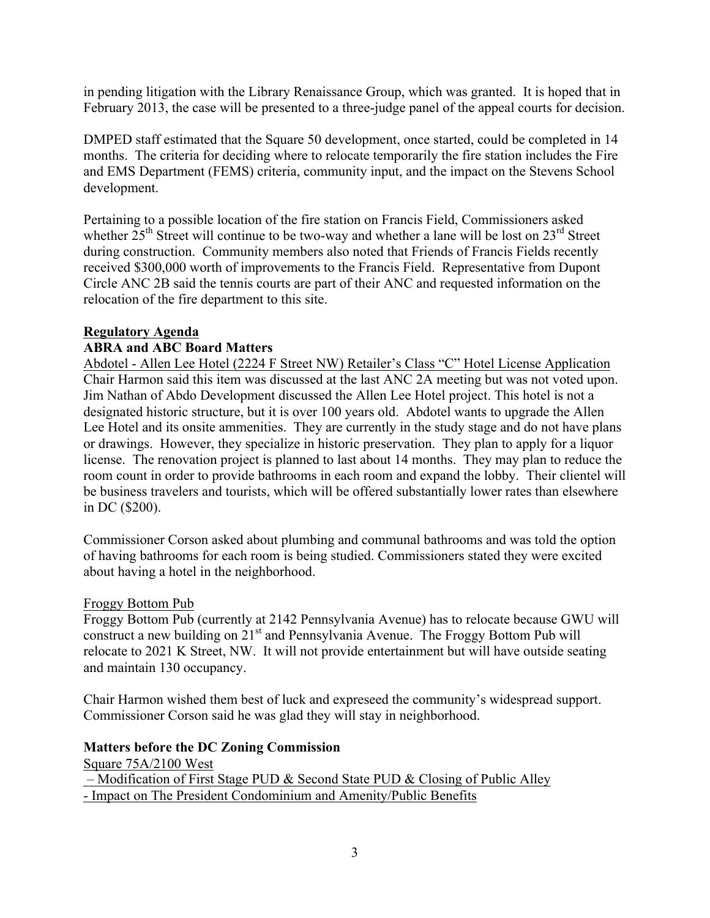in pending litigation with the Library Renaissance Group, which was granted. It is hoped that in February 2013, the case will be presented to a three-judge panel of the appeal courts for decision.

DMPED staff estimated that the Square 50 development, once started, could be completed in 14 months. The criteria for deciding where to relocate temporarily the fire station includes the Fire and EMS Department (FEMS) criteria, community input, and the impact on the Stevens School development.

Pertaining to a possible location of the fire station on Francis Field, Commissioners asked whether 25th Street will continue to be two-way and whether a lane will be lost on 23rd Street during construction. Community members also noted that Friends of Francis Fields recently received $300,000 worth of improvements to the Francis Field. Representative from Dupont Circle ANC 2B said the tennis courts are part of their ANC and requested information on the relocation of the fire department to this site.

**Regulatory Agenda**

**ABRA and ABC Board Matters**

Abdotel - Allen Lee Hotel (2224 F Street NW) Retailer's Class "C" Hotel License Application

Chair Harmon said this item was discussed at the last ANC 2A meeting but was not voted upon. Jim Nathan of Abdo Development discussed the Allen Lee Hotel project. This hotel is not a designated historic structure, but it is over 100 years old. Abdotel wants to upgrade the Allen Lee Hotel and its onsite ammenities. They are currently in the study stage and do not have plans or drawings. However, they specialize in historic preservation. They plan to apply for a liquor license. The renovation project is planned to last about 14 months. They may plan to reduce the room count in order to provide bathrooms in each room and expand the lobby. Their clientel will be business travelers and tourists, which will be offered substantially lower rates than elsewhere in DC ($200).

Commissioner Corson asked about plumbing and communal bathrooms and was told the option of having bathrooms for each room is being studied. Commissioners stated they were excited about having a hotel in the neighborhood.

Froggy Bottom Pub

Froggy Bottom Pub (currently at 2142 Pennsylvania Avenue) has to relocate because GWU will construct a new building on 21st and Pennsylvania Avenue. The Froggy Bottom Pub will relocate to 2021 K Street, NW. It will not provide entertainment but will have outside seating and maintain 130 occupancy.

Chair Harmon wished them best of luck and expreseed the community's widespread support. Commissioner Corson said he was glad they will stay in neighborhood.

**Matters before the DC Zoning Commission**

Square 75A/2100 West
– Modification of First Stage PUD & Second State PUD & Closing of Public Alley
- Impact on The President Condominium and Amenity/Public Benefits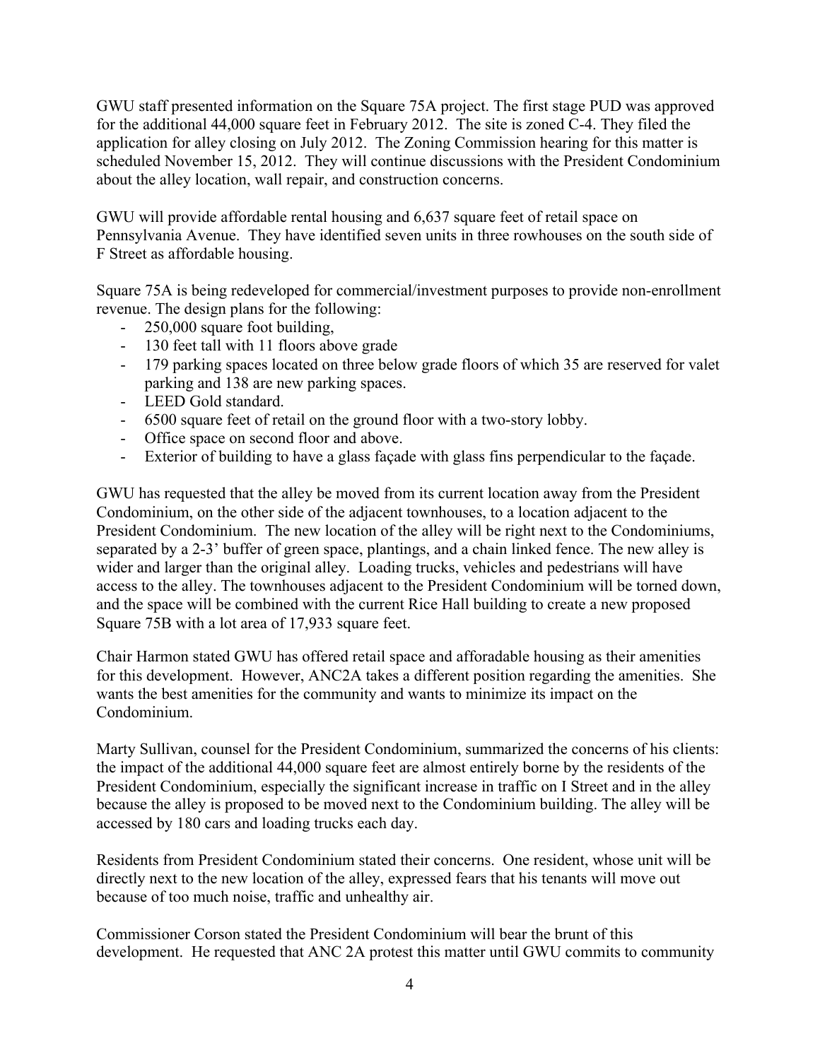GWU staff presented information on the Square 75A project. The first stage PUD was approved for the additional 44,000 square feet in February 2012. The site is zoned C-4. They filed the application for alley closing on July 2012. The Zoning Commission hearing for this matter is scheduled November 15, 2012. They will continue discussions with the President Condominium about the alley location, wall repair, and construction concerns.

GWU will provide affordable rental housing and 6,637 square feet of retail space on Pennsylvania Avenue. They have identified seven units in three rowhouses on the south side of F Street as affordable housing.

Square 75A is being redeveloped for commercial/investment purposes to provide non-enrollment revenue. The design plans for the following:

- 250,000 square foot building,
- 130 feet tall with 11 floors above grade
- 179 parking spaces located on three below grade floors of which 35 are reserved for valet parking and 138 are new parking spaces.
- LEED Gold standard.
- 6500 square feet of retail on the ground floor with a two-story lobby.
- Office space on second floor and above.
- Exterior of building to have a glass façade with glass fins perpendicular to the façade.

GWU has requested that the alley be moved from its current location away from the President Condominium, on the other side of the adjacent townhouses, to a location adjacent to the President Condominium. The new location of the alley will be right next to the Condominiums, separated by a 2-3' buffer of green space, plantings, and a chain linked fence. The new alley is wider and larger than the original alley. Loading trucks, vehicles and pedestrians will have access to the alley. The townhouses adjacent to the President Condominium will be torned down, and the space will be combined with the current Rice Hall building to create a new proposed Square 75B with a lot area of 17,933 square feet.

Chair Harmon stated GWU has offered retail space and afforadable housing as their amenities for this development. However, ANC2A takes a different position regarding the amenities. She wants the best amenities for the community and wants to minimize its impact on the Condominium.

Marty Sullivan, counsel for the President Condominium, summarized the concerns of his clients: the impact of the additional 44,000 square feet are almost entirely borne by the residents of the President Condominium, especially the significant increase in traffic on I Street and in the alley because the alley is proposed to be moved next to the Condominium building. The alley will be accessed by 180 cars and loading trucks each day.

Residents from President Condominium stated their concerns. One resident, whose unit will be directly next to the new location of the alley, expressed fears that his tenants will move out because of too much noise, traffic and unhealthy air.

Commissioner Corson stated the President Condominium will bear the brunt of this development. He requested that ANC 2A protest this matter until GWU commits to community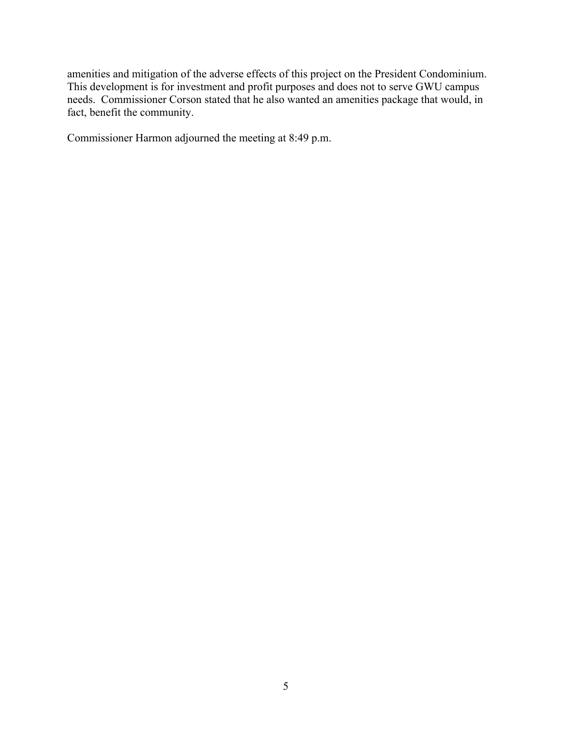amenities and mitigation of the adverse effects of this project on the President Condominium. This development is for investment and profit purposes and does not to serve GWU campus needs. Commissioner Corson stated that he also wanted an amenities package that would, in fact, benefit the community.

Commissioner Harmon adjourned the meeting at 8:49 p.m.